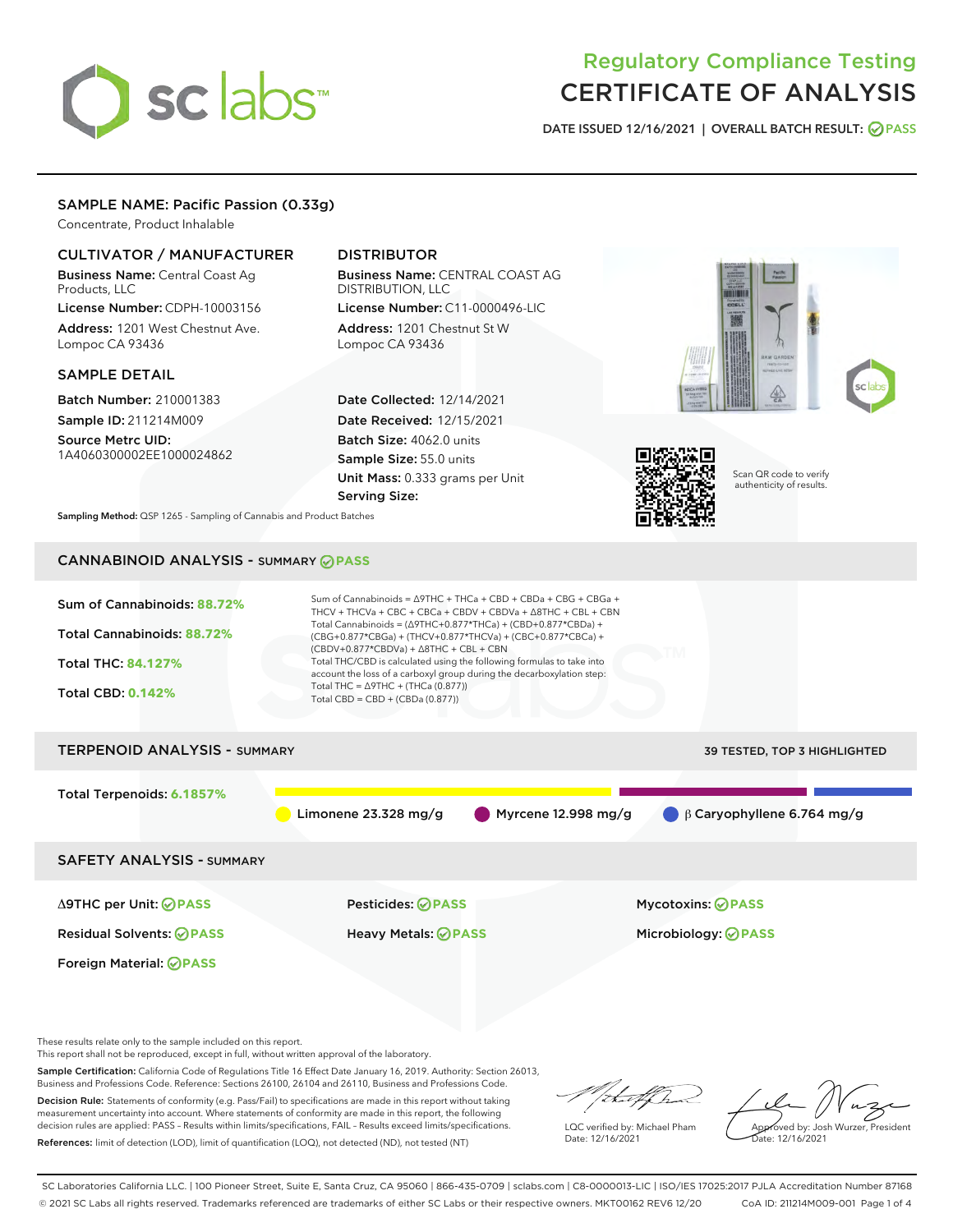# Regulatory Compliance Testing
# CERTIFICATE OF ANALYSIS

DATE ISSUED 12/16/2021 | OVERALL BATCH RESULT: PASS

## SAMPLE NAME: Pacific Passion (0.33g)

Concentrate, Product Inhalable

### CULTIVATOR / MANUFACTURER

**Business Name:** Central Coast Ag Products, LLC
**License Number:** CDPH-10003156
**Address:** 1201 West Chestnut Ave. Lompoc CA 93436

### DISTRIBUTOR

**Business Name:** CENTRAL COAST AG DISTRIBUTION, LLC
**License Number:** C11-0000496-LIC
**Address:** 1201 Chestnut St W Lompoc CA 93436

### SAMPLE DETAIL

**Batch Number:** 210001383
**Sample ID:** 211214M009
**Source Metrc UID:** 1A4060300002EE1000024862

**Date Collected:** 12/14/2021
**Date Received:** 12/15/2021
**Batch Size:** 4062.0 units
**Sample Size:** 55.0 units
**Unit Mass:** 0.333 grams per Unit
**Serving Size:**

Scan QR code to verify authenticity of results.

**Sampling Method:** QSP 1265 - Sampling of Cannabis and Product Batches

## CANNABINOID ANALYSIS - SUMMARY PASS

**Sum of Cannabinoids:** 88.72%
**Total Cannabinoids:** 88.72%
**Total THC:** 84.127%
**Total CBD:** 0.142%

Sum of Cannabinoids = Δ9THC + THCa + CBD + CBDa + CBG + CBGa + THCV + THCVa + CBC + CBCa + CBDV + CBDVa + Δ8THC + CBL + CBN
Total Cannabinoids = (Δ9THC+0.877*THCa) + (CBD+0.877*CBDa) + (CBG+0.877*CBGa) + (THCV+0.877*THCVa) + (CBC+0.877*CBCa) + (CBDV+0.877*CBDVa) + Δ8THC + CBL + CBN
Total THC/CBD is calculated using the following formulas to take into account the loss of a carboxyl group during the decarboxylation step:
Total THC = Δ9THC + (THCa (0.877))
Total CBD = CBD + (CBDa (0.877))

## TERPENOID ANALYSIS - SUMMARY

39 TESTED, TOP 3 HIGHLIGHTED

**Total Terpenoids:** 6.1857%

Limonene 23.328 mg/g | Myrcene 12.998 mg/g | β Caryophyllene 6.764 mg/g

## SAFETY ANALYSIS - SUMMARY

| | | |
|---|---|---|
| Δ9THC per Unit: PASS | Pesticides: PASS | Mycotoxins: PASS |
| Residual Solvents: PASS | Heavy Metals: PASS | Microbiology: PASS |
| Foreign Material: PASS | | |

These results relate only to the sample included on this report.
This report shall not be reproduced, except in full, without written approval of the laboratory.

**Sample Certification:** California Code of Regulations Title 16 Effect Date January 16, 2019. Authority: Section 26013, Business and Professions Code. Reference: Sections 26100, 26104 and 26110, Business and Professions Code.

**Decision Rule:** Statements of conformity (e.g. Pass/Fail) to specifications are made in this report without taking measurement uncertainty into account. Where statements of conformity are made in this report, the following decision rules are applied: PASS – Results within limits/specifications, FAIL – Results exceed limits/specifications.

**References:** limit of detection (LOD), limit of quantification (LOQ), not detected (ND), not tested (NT)

LQC verified by: Michael Pham
Date: 12/16/2021

Approved by: Josh Wurzer, President
Date: 12/16/2021

SC Laboratories California LLC. | 100 Pioneer Street, Suite E, Santa Cruz, CA 95060 | 866-435-0709 | sclabs.com | C8-0000013-LIC | ISO/IES 17025:2017 PJLA Accreditation Number 87168
© 2021 SC Labs all rights reserved. Trademarks referenced are trademarks of either SC Labs or their respective owners. MKT00162 REV6 12/20 CoA ID: 211214M009-001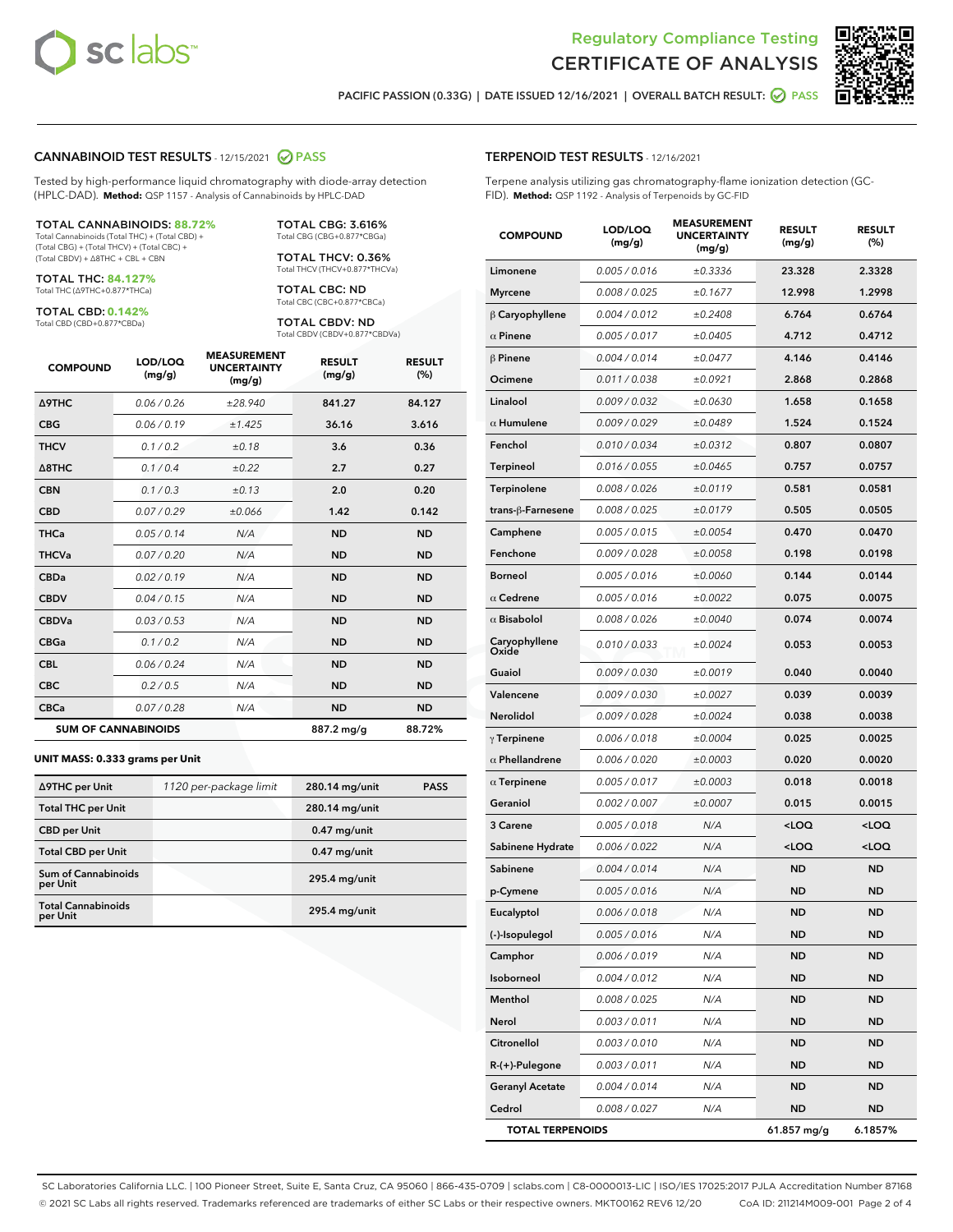Regulatory Compliance Testing

# CERTIFICATE OF ANALYSIS

PACIFIC PASSION (0.33G) | DATE ISSUED 12/16/2021 | OVERALL BATCH RESULT: PASS

## CANNABINOID TEST RESULTS - 12/15/2021 PASS

Tested by high-performance liquid chromatography with diode-array detection (HPLC-DAD). **Method:** QSP 1157 - Analysis of Cannabinoids by HPLC-DAD

**TOTAL CANNABINOIDS: 88.72%**
Total Cannabinoids (Total THC) + (Total CBD) + (Total CBG) + (Total THCV) + (Total CBC) + (Total CBDV) + Δ8THC + CBL + CBN

**TOTAL THC: 84.127%**
Total THC (Δ9THC+0.877*THCa)

**TOTAL CBD: 0.142%**
Total CBD (CBD+0.877*CBDa)

**TOTAL CBG: 3.616%**
Total CBG (CBG+0.877*CBGa)

**TOTAL THCV: 0.36%**
Total THCV (THCV+0.877*THCVa)

**TOTAL CBC: ND**
Total CBC (CBC+0.877*CBCa)

**TOTAL CBDV: ND**
Total CBDV (CBDV+0.877*CBDVa)

| COMPOUND | LOD/LOQ (mg/g) | MEASUREMENT UNCERTAINTY (mg/g) | RESULT (mg/g) | RESULT (%) |
|---|---|---|---|---|
| Δ9THC | 0.06 / 0.26 | ±28.940 | 841.27 | 84.127 |
| CBG | 0.06 / 0.19 | ±1.425 | 36.16 | 3.616 |
| THCV | 0.1 / 0.2 | ±0.18 | 3.6 | 0.36 |
| Δ8THC | 0.1 / 0.4 | ±0.22 | 2.7 | 0.27 |
| CBN | 0.1 / 0.3 | ±0.13 | 2.0 | 0.20 |
| CBD | 0.07 / 0.29 | ±0.066 | 1.42 | 0.142 |
| THCa | 0.05 / 0.14 | N/A | ND | ND |
| THCVa | 0.07 / 0.20 | N/A | ND | ND |
| CBDa | 0.02 / 0.19 | N/A | ND | ND |
| CBDV | 0.04 / 0.15 | N/A | ND | ND |
| CBDVa | 0.03 / 0.53 | N/A | ND | ND |
| CBGa | 0.1 / 0.2 | N/A | ND | ND |
| CBL | 0.06 / 0.24 | N/A | ND | ND |
| CBC | 0.2 / 0.5 | N/A | ND | ND |
| CBCa | 0.07 / 0.28 | N/A | ND | ND |
| **SUM OF CANNABINOIDS** | | | 887.2 mg/g | 88.72% |

### UNIT MASS: 0.333 grams per Unit

| | | | |
|---|---|---|---|
| Δ9THC per Unit | 1120 per-package limit | 280.14 mg/unit | PASS |
| Total THC per Unit | | 280.14 mg/unit | |
| CBD per Unit | | 0.47 mg/unit | |
| Total CBD per Unit | | 0.47 mg/unit | |
| Sum of Cannabinoids per Unit | | 295.4 mg/unit | |
| Total Cannabinoids per Unit | | 295.4 mg/unit | |

## TERPENOID TEST RESULTS - 12/16/2021

Terpene analysis utilizing gas chromatography-flame ionization detection (GC-FID). **Method:** QSP 1192 - Analysis of Terpenoids by GC-FID

| COMPOUND | LOD/LOQ (mg/g) | MEASUREMENT UNCERTAINTY (mg/g) | RESULT (mg/g) | RESULT (%) |
|---|---|---|---|---|
| Limonene | 0.005 / 0.016 | ±0.3336 | 23.328 | 2.3328 |
| Myrcene | 0.008 / 0.025 | ±0.1677 | 12.998 | 1.2998 |
| β Caryophyllene | 0.004 / 0.012 | ±0.2408 | 6.764 | 0.6764 |
| α Pinene | 0.005 / 0.017 | ±0.0405 | 4.712 | 0.4712 |
| β Pinene | 0.004 / 0.014 | ±0.0477 | 4.146 | 0.4146 |
| Ocimene | 0.011 / 0.038 | ±0.0921 | 2.868 | 0.2868 |
| Linalool | 0.009 / 0.032 | ±0.0630 | 1.658 | 0.1658 |
| α Humulene | 0.009 / 0.029 | ±0.0489 | 1.524 | 0.1524 |
| Fenchol | 0.010 / 0.034 | ±0.0312 | 0.807 | 0.0807 |
| Terpineol | 0.016 / 0.055 | ±0.0465 | 0.757 | 0.0757 |
| Terpinolene | 0.008 / 0.026 | ±0.0119 | 0.581 | 0.0581 |
| trans-β-Farnesene | 0.008 / 0.025 | ±0.0179 | 0.505 | 0.0505 |
| Camphene | 0.005 / 0.015 | ±0.0054 | 0.470 | 0.0470 |
| Fenchone | 0.009 / 0.028 | ±0.0058 | 0.198 | 0.0198 |
| Borneol | 0.005 / 0.016 | ±0.0060 | 0.144 | 0.0144 |
| α Cedrene | 0.005 / 0.016 | ±0.0022 | 0.075 | 0.0075 |
| α Bisabolol | 0.008 / 0.026 | ±0.0040 | 0.074 | 0.0074 |
| Caryophyllene Oxide | 0.010 / 0.033 | ±0.0024 | 0.053 | 0.0053 |
| Guaiol | 0.009 / 0.030 | ±0.0019 | 0.040 | 0.0040 |
| Valencene | 0.009 / 0.030 | ±0.0027 | 0.039 | 0.0039 |
| Nerolidol | 0.009 / 0.028 | ±0.0024 | 0.038 | 0.0038 |
| γ Terpinene | 0.006 / 0.018 | ±0.0004 | 0.025 | 0.0025 |
| α Phellandrene | 0.006 / 0.020 | ±0.0003 | 0.020 | 0.0020 |
| α Terpinene | 0.005 / 0.017 | ±0.0003 | 0.018 | 0.0018 |
| Geraniol | 0.002 / 0.007 | ±0.0007 | 0.015 | 0.0015 |
| 3 Carene | 0.005 / 0.018 | N/A | <LOQ | <LOQ |
| Sabinene Hydrate | 0.006 / 0.022 | N/A | <LOQ | <LOQ |
| Sabinene | 0.004 / 0.014 | N/A | ND | ND |
| p-Cymene | 0.005 / 0.016 | N/A | ND | ND |
| Eucalyptol | 0.006 / 0.018 | N/A | ND | ND |
| (-)-Isopulegol | 0.005 / 0.016 | N/A | ND | ND |
| Camphor | 0.006 / 0.019 | N/A | ND | ND |
| Isoborneol | 0.004 / 0.012 | N/A | ND | ND |
| Menthol | 0.008 / 0.025 | N/A | ND | ND |
| Nerol | 0.003 / 0.011 | N/A | ND | ND |
| Citronellol | 0.003 / 0.010 | N/A | ND | ND |
| R-(+)-Pulegone | 0.003 / 0.011 | N/A | ND | ND |
| Geranyl Acetate | 0.004 / 0.014 | N/A | ND | ND |
| Cedrol | 0.008 / 0.027 | N/A | ND | ND |
| **TOTAL TERPENOIDS** | | | 61.857 mg/g | 6.1857% |

SC Laboratories California LLC. | 100 Pioneer Street, Suite E, Santa Cruz, CA 95060 | 866-435-0709 | sclabs.com | C8-0000013-LIC | ISO/IES 17025:2017 PJLA Accreditation Number 87168
© 2021 SC Labs all rights reserved. Trademarks referenced are trademarks of either SC Labs or their respective owners. MKT00162 REV6 12/20 CoA ID: 211214M009-001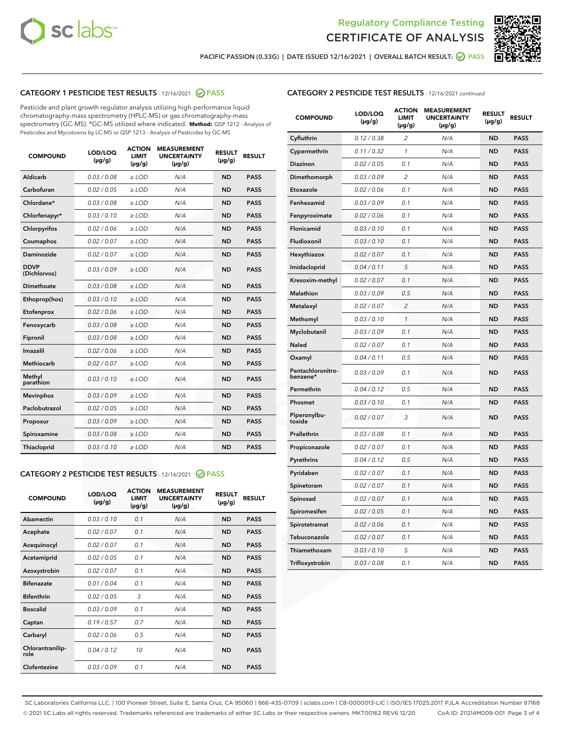Regulatory Compliance Testing

# CERTIFICATE OF ANALYSIS

PACIFIC PASSION (0.33G) | DATE ISSUED 12/16/2021 | OVERALL BATCH RESULT: PASS

## CATEGORY 1 PESTICIDE TEST RESULTS - 12/16/2021 PASS

Pesticide and plant growth regulator analysis utilizing high-performance liquid chromatography-mass spectrometry (HPLC-MS) or gas chromatography-mass spectrometry (GC-MS). *GC-MS utilized where indicated. **Method:** QSP 1212 - Analysis of Pesticides and Mycotoxins by LC-MS or QSP 1213 - Analysis of Pesticides by GC-MS

| COMPOUND | LOD/LOQ (µg/g) | ACTION LIMIT (µg/g) | MEASUREMENT UNCERTAINTY (µg/g) | RESULT (µg/g) | RESULT |
|---|---|---|---|---|---|
| Aldicarb | 0.03 / 0.08 | ≥ LOD | N/A | ND | PASS |
| Carbofuran | 0.02 / 0.05 | ≥ LOD | N/A | ND | PASS |
| Chlordane* | 0.03 / 0.08 | ≥ LOD | N/A | ND | PASS |
| Chlorfenapyr* | 0.03 / 0.10 | ≥ LOD | N/A | ND | PASS |
| Chlorpyrifos | 0.02 / 0.06 | ≥ LOD | N/A | ND | PASS |
| Coumaphos | 0.02 / 0.07 | ≥ LOD | N/A | ND | PASS |
| Daminozide | 0.02 / 0.07 | ≥ LOD | N/A | ND | PASS |
| DDVP (Dichlorvos) | 0.03 / 0.09 | ≥ LOD | N/A | ND | PASS |
| Dimethoate | 0.03 / 0.08 | ≥ LOD | N/A | ND | PASS |
| Ethoprop(hos) | 0.03 / 0.10 | ≥ LOD | N/A | ND | PASS |
| Etofenprox | 0.02 / 0.06 | ≥ LOD | N/A | ND | PASS |
| Fenoxycarb | 0.03 / 0.08 | ≥ LOD | N/A | ND | PASS |
| Fipronil | 0.03 / 0.08 | ≥ LOD | N/A | ND | PASS |
| Imazalil | 0.02 / 0.06 | ≥ LOD | N/A | ND | PASS |
| Methiocarb | 0.02 / 0.07 | ≥ LOD | N/A | ND | PASS |
| Methyl parathion | 0.03 / 0.10 | ≥ LOD | N/A | ND | PASS |
| Mevinphos | 0.03 / 0.09 | ≥ LOD | N/A | ND | PASS |
| Paclobutrazol | 0.02 / 0.05 | ≥ LOD | N/A | ND | PASS |
| Propoxur | 0.03 / 0.09 | ≥ LOD | N/A | ND | PASS |
| Spiroxamine | 0.03 / 0.08 | ≥ LOD | N/A | ND | PASS |
| Thiacloprid | 0.03 / 0.10 | ≥ LOD | N/A | ND | PASS |

## CATEGORY 2 PESTICIDE TEST RESULTS - 12/16/2021 PASS

| COMPOUND | LOD/LOQ (µg/g) | ACTION LIMIT (µg/g) | MEASUREMENT UNCERTAINTY (µg/g) | RESULT (µg/g) | RESULT |
|---|---|---|---|---|---|
| Abamectin | 0.03 / 0.10 | 0.1 | N/A | ND | PASS |
| Acephate | 0.02 / 0.07 | 0.1 | N/A | ND | PASS |
| Acequinocyl | 0.02 / 0.07 | 0.1 | N/A | ND | PASS |
| Acetamiprid | 0.02 / 0.05 | 0.1 | N/A | ND | PASS |
| Azoxystrobin | 0.02 / 0.07 | 0.1 | N/A | ND | PASS |
| Bifenazate | 0.01 / 0.04 | 0.1 | N/A | ND | PASS |
| Bifenthrin | 0.02 / 0.05 | 3 | N/A | ND | PASS |
| Boscalid | 0.03 / 0.09 | 0.1 | N/A | ND | PASS |
| Captan | 0.19 / 0.57 | 0.7 | N/A | ND | PASS |
| Carbaryl | 0.02 / 0.06 | 0.5 | N/A | ND | PASS |
| Chlorantraniliprole | 0.04 / 0.12 | 10 | N/A | ND | PASS |
| Clofentezine | 0.03 / 0.09 | 0.1 | N/A | ND | PASS |
| Cyfluthrin | 0.12 / 0.38 | 2 | N/A | ND | PASS |
| Cypermethrin | 0.11 / 0.32 | 1 | N/A | ND | PASS |
| Diazinon | 0.02 / 0.05 | 0.1 | N/A | ND | PASS |
| Dimethomorph | 0.03 / 0.09 | 2 | N/A | ND | PASS |
| Etoxazole | 0.02 / 0.06 | 0.1 | N/A | ND | PASS |
| Fenhexamid | 0.03 / 0.09 | 0.1 | N/A | ND | PASS |
| Fenpyroximate | 0.02 / 0.06 | 0.1 | N/A | ND | PASS |
| Flonicamid | 0.03 / 0.10 | 0.1 | N/A | ND | PASS |
| Fludioxonil | 0.03 / 0.10 | 0.1 | N/A | ND | PASS |
| Hexythiazox | 0.02 / 0.07 | 0.1 | N/A | ND | PASS |
| Imidacloprid | 0.04 / 0.11 | 5 | N/A | ND | PASS |
| Kresoxim-methyl | 0.02 / 0.07 | 0.1 | N/A | ND | PASS |
| Malathion | 0.03 / 0.09 | 0.5 | N/A | ND | PASS |
| Metalaxyl | 0.02 / 0.07 | 2 | N/A | ND | PASS |
| Methomyl | 0.03 / 0.10 | 1 | N/A | ND | PASS |
| Myclobutanil | 0.03 / 0.09 | 0.1 | N/A | ND | PASS |
| Naled | 0.02 / 0.07 | 0.1 | N/A | ND | PASS |
| Oxamyl | 0.04 / 0.11 | 0.5 | N/A | ND | PASS |
| Pentachloronitrobenzene* | 0.03 / 0.09 | 0.1 | N/A | ND | PASS |
| Permethrin | 0.04 / 0.12 | 0.5 | N/A | ND | PASS |
| Phosmet | 0.03 / 0.10 | 0.1 | N/A | ND | PASS |
| Piperonylbutoxide | 0.02 / 0.07 | 3 | N/A | ND | PASS |
| Prallethrin | 0.03 / 0.08 | 0.1 | N/A | ND | PASS |
| Propiconazole | 0.02 / 0.07 | 0.1 | N/A | ND | PASS |
| Pyrethrins | 0.04 / 0.12 | 0.5 | N/A | ND | PASS |
| Pyridaben | 0.02 / 0.07 | 0.1 | N/A | ND | PASS |
| Spinetoram | 0.02 / 0.07 | 0.1 | N/A | ND | PASS |
| Spinosad | 0.02 / 0.07 | 0.1 | N/A | ND | PASS |
| Spiromesifen | 0.02 / 0.05 | 0.1 | N/A | ND | PASS |
| Spirotetramat | 0.02 / 0.06 | 0.1 | N/A | ND | PASS |
| Tebuconazole | 0.02 / 0.07 | 0.1 | N/A | ND | PASS |
| Thiamethoxam | 0.03 / 0.10 | 5 | N/A | ND | PASS |
| Trifloxystrobin | 0.03 / 0.08 | 0.1 | N/A | ND | PASS |

SC Laboratories California LLC. | 100 Pioneer Street, Suite E, Santa Cruz, CA 95060 | 866-435-0709 | sclabs.com | C8-0000013-LIC | ISO/IES 17025:2017 PJLA Accreditation Number 87168
© 2021 SC Labs all rights reserved. Trademarks referenced are trademarks of either SC Labs or their respective owners. MKT00162 REV6 12/20 CoA ID: 211214M009-001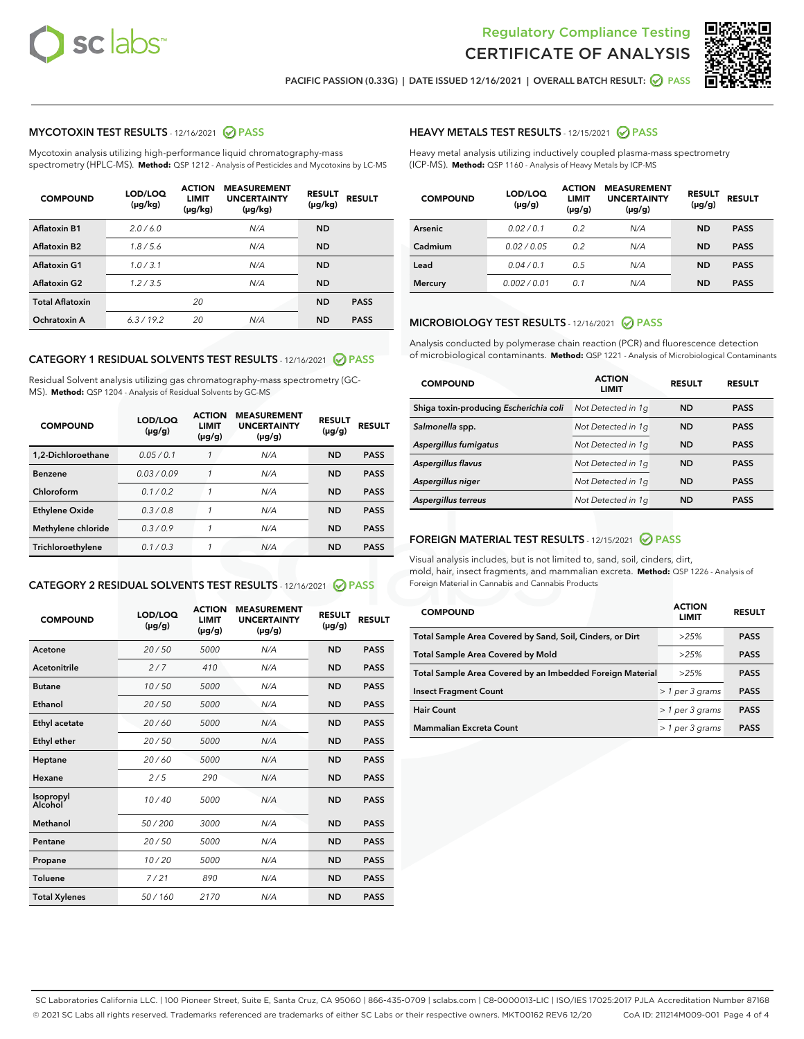Regulatory Compliance Testing
CERTIFICATE OF ANALYSIS

PACIFIC PASSION (0.33G) | DATE ISSUED 12/16/2021 | OVERALL BATCH RESULT: PASS

## MYCOTOXIN TEST RESULTS - 12/16/2021 PASS

Mycotoxin analysis utilizing high-performance liquid chromatography-mass spectrometry (HPLC-MS). **Method:** QSP 1212 - Analysis of Pesticides and Mycotoxins by LC-MS

| COMPOUND | LOD/LOQ (µg/kg) | ACTION LIMIT (µg/kg) | MEASUREMENT UNCERTAINTY (µg/kg) | RESULT (µg/kg) | RESULT |
|---|---|---|---|---|---|
| Aflatoxin B1 | 2.0 / 6.0 | | N/A | ND | |
| Aflatoxin B2 | 1.8 / 5.6 | | N/A | ND | |
| Aflatoxin G1 | 1.0 / 3.1 | | N/A | ND | |
| Aflatoxin G2 | 1.2 / 3.5 | | N/A | ND | |
| Total Aflatoxin | | 20 | | ND | PASS |
| Ochratoxin A | 6.3 / 19.2 | 20 | N/A | ND | PASS |

## CATEGORY 1 RESIDUAL SOLVENTS TEST RESULTS - 12/16/2021 PASS

Residual Solvent analysis utilizing gas chromatography-mass spectrometry (GC-MS). **Method:** QSP 1204 - Analysis of Residual Solvents by GC-MS

| COMPOUND | LOD/LOQ (µg/g) | ACTION LIMIT (µg/g) | MEASUREMENT UNCERTAINTY (µg/g) | RESULT (µg/g) | RESULT |
|---|---|---|---|---|---|
| 1,2-Dichloroethane | 0.05 / 0.1 | 1 | N/A | ND | PASS |
| Benzene | 0.03 / 0.09 | 1 | N/A | ND | PASS |
| Chloroform | 0.1 / 0.2 | 1 | N/A | ND | PASS |
| Ethylene Oxide | 0.3 / 0.8 | 1 | N/A | ND | PASS |
| Methylene chloride | 0.3 / 0.9 | 1 | N/A | ND | PASS |
| Trichloroethylene | 0.1 / 0.3 | 1 | N/A | ND | PASS |

## CATEGORY 2 RESIDUAL SOLVENTS TEST RESULTS - 12/16/2021 PASS

| COMPOUND | LOD/LOQ (µg/g) | ACTION LIMIT (µg/g) | MEASUREMENT UNCERTAINTY (µg/g) | RESULT (µg/g) | RESULT |
|---|---|---|---|---|---|
| Acetone | 20 / 50 | 5000 | N/A | ND | PASS |
| Acetonitrile | 2 / 7 | 410 | N/A | ND | PASS |
| Butane | 10 / 50 | 5000 | N/A | ND | PASS |
| Ethanol | 20 / 50 | 5000 | N/A | ND | PASS |
| Ethyl acetate | 20 / 60 | 5000 | N/A | ND | PASS |
| Ethyl ether | 20 / 50 | 5000 | N/A | ND | PASS |
| Heptane | 20 / 60 | 5000 | N/A | ND | PASS |
| Hexane | 2 / 5 | 290 | N/A | ND | PASS |
| Isopropyl Alcohol | 10 / 40 | 5000 | N/A | ND | PASS |
| Methanol | 50 / 200 | 3000 | N/A | ND | PASS |
| Pentane | 20 / 50 | 5000 | N/A | ND | PASS |
| Propane | 10 / 20 | 5000 | N/A | ND | PASS |
| Toluene | 7 / 21 | 890 | N/A | ND | PASS |
| Total Xylenes | 50 / 160 | 2170 | N/A | ND | PASS |

## HEAVY METALS TEST RESULTS - 12/15/2021 PASS

Heavy metal analysis utilizing inductively coupled plasma-mass spectrometry (ICP-MS). **Method:** QSP 1160 - Analysis of Heavy Metals by ICP-MS

| COMPOUND | LOD/LOQ (µg/g) | ACTION LIMIT (µg/g) | MEASUREMENT UNCERTAINTY (µg/g) | RESULT (µg/g) | RESULT |
|---|---|---|---|---|---|
| Arsenic | 0.02 / 0.1 | 0.2 | N/A | ND | PASS |
| Cadmium | 0.02 / 0.05 | 0.2 | N/A | ND | PASS |
| Lead | 0.04 / 0.1 | 0.5 | N/A | ND | PASS |
| Mercury | 0.002 / 0.01 | 0.1 | N/A | ND | PASS |

## MICROBIOLOGY TEST RESULTS - 12/16/2021 PASS

Analysis conducted by polymerase chain reaction (PCR) and fluorescence detection of microbiological contaminants. **Method:** QSP 1221 - Analysis of Microbiological Contaminants

| COMPOUND | ACTION LIMIT | RESULT | RESULT |
|---|---|---|---|
| Shiga toxin-producing *Escherichia coli* | Not Detected in 1g | ND | PASS |
| *Salmonella* spp. | Not Detected in 1g | ND | PASS |
| *Aspergillus fumigatus* | Not Detected in 1g | ND | PASS |
| *Aspergillus flavus* | Not Detected in 1g | ND | PASS |
| *Aspergillus niger* | Not Detected in 1g | ND | PASS |
| *Aspergillus terreus* | Not Detected in 1g | ND | PASS |

## FOREIGN MATERIAL TEST RESULTS - 12/15/2021 PASS

Visual analysis includes, but is not limited to, sand, soil, cinders, dirt, mold, hair, insect fragments, and mammalian excreta. **Method:** QSP 1226 - Analysis of Foreign Material in Cannabis and Cannabis Products

| COMPOUND | ACTION LIMIT | RESULT |
|---|---|---|
| Total Sample Area Covered by Sand, Soil, Cinders, or Dirt | >25% | PASS |
| Total Sample Area Covered by Mold | >25% | PASS |
| Total Sample Area Covered by an Imbedded Foreign Material | >25% | PASS |
| Insect Fragment Count | > 1 per 3 grams | PASS |
| Hair Count | > 1 per 3 grams | PASS |
| Mammalian Excreta Count | > 1 per 3 grams | PASS |

SC Laboratories California LLC. | 100 Pioneer Street, Suite E, Santa Cruz, CA 95060 | 866-435-0709 | sclabs.com | C8-0000013-LIC | ISO/IES 17025:2017 PJLA Accreditation Number 87168
© 2021 SC Labs all rights reserved. Trademarks referenced are trademarks of either SC Labs or their respective owners. MKT00162 REV6 12/20 CoA ID: 211214M009-001